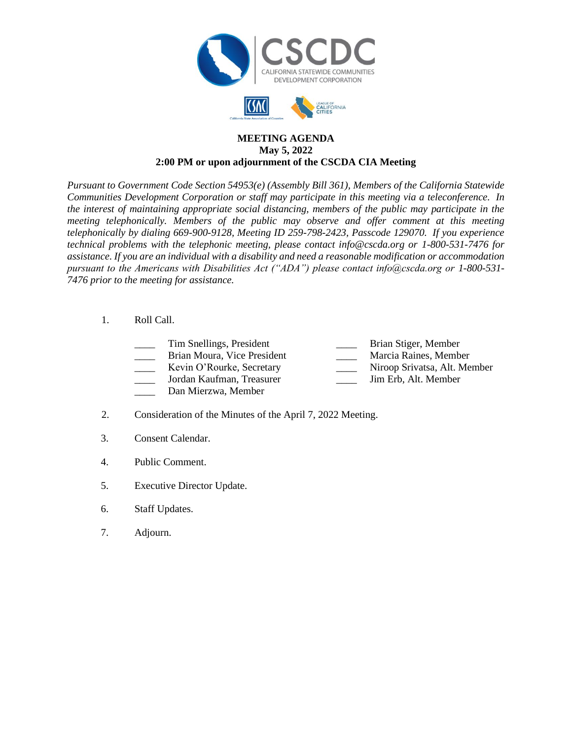# MEETING AGENDA

**May 5, 2022**

**2:00 PM or upon adjournment of the CSCDA CIA Meeting**

*Pursuant to Government Code Section 54953(e) (Assembly Bill 361), Members of the California Statewide Communities Development Corporation or staff may participate in this meeting via a teleconference. In the interest of maintaining appropriate social distancing, members of the public may participate in the meeting telephonically. Members of the public may observe and offer comment at this meeting telephonically by dialing 669-900-9128, Meeting ID 259-798-2423, Passcode 129070. If you experience technical problems with the telephonic meeting, please contact info@cscda.org or 1-800-531-7476 for assistance. If you are an individual with a disability and need a reasonable modification or accommodation pursuant to the Americans with Disabilities Act ("ADA") please contact info@cscda.org or 1-800-531-7476 prior to the meeting for assistance.*

1. Roll Call.

   ____ Tim Snellings, President
   ____ Brian Moura, Vice President
   ____ Kevin O'Rourke, Secretary
   ____ Jordan Kaufman, Treasurer
   ____ Dan Mierzwa, Member
   ____ Brian Stiger, Member
   ____ Marcia Raines, Member
   ____ Niroop Srivatsa, Alt. Member
   ____ Jim Erb, Alt. Member

2. Consideration of the Minutes of the April 7, 2022 Meeting.

3. Consent Calendar.

4. Public Comment.

5. Executive Director Update.

6. Staff Updates.

7. Adjourn.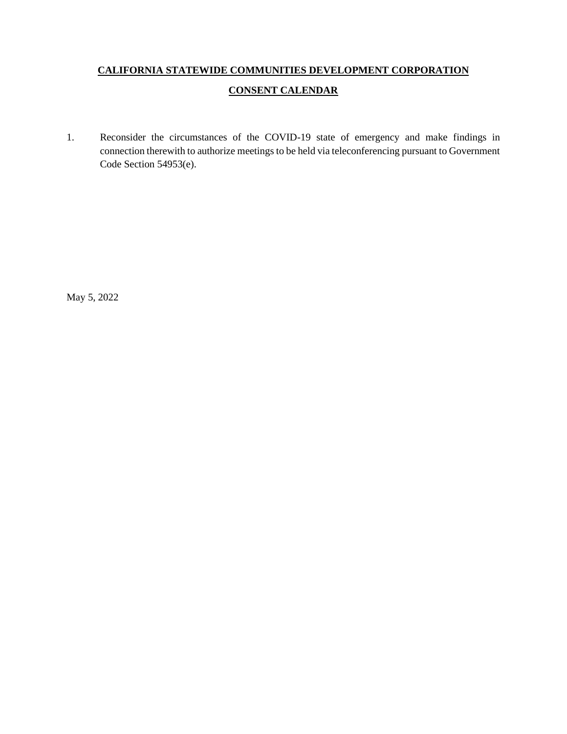**CALIFORNIA STATEWIDE COMMUNITIES DEVELOPMENT CORPORATION**

**CONSENT CALENDAR**

1. Reconsider the circumstances of the COVID-19 state of emergency and make findings in connection therewith to authorize meetings to be held via teleconferencing pursuant to Government Code Section 54953(e).

May 5, 2022